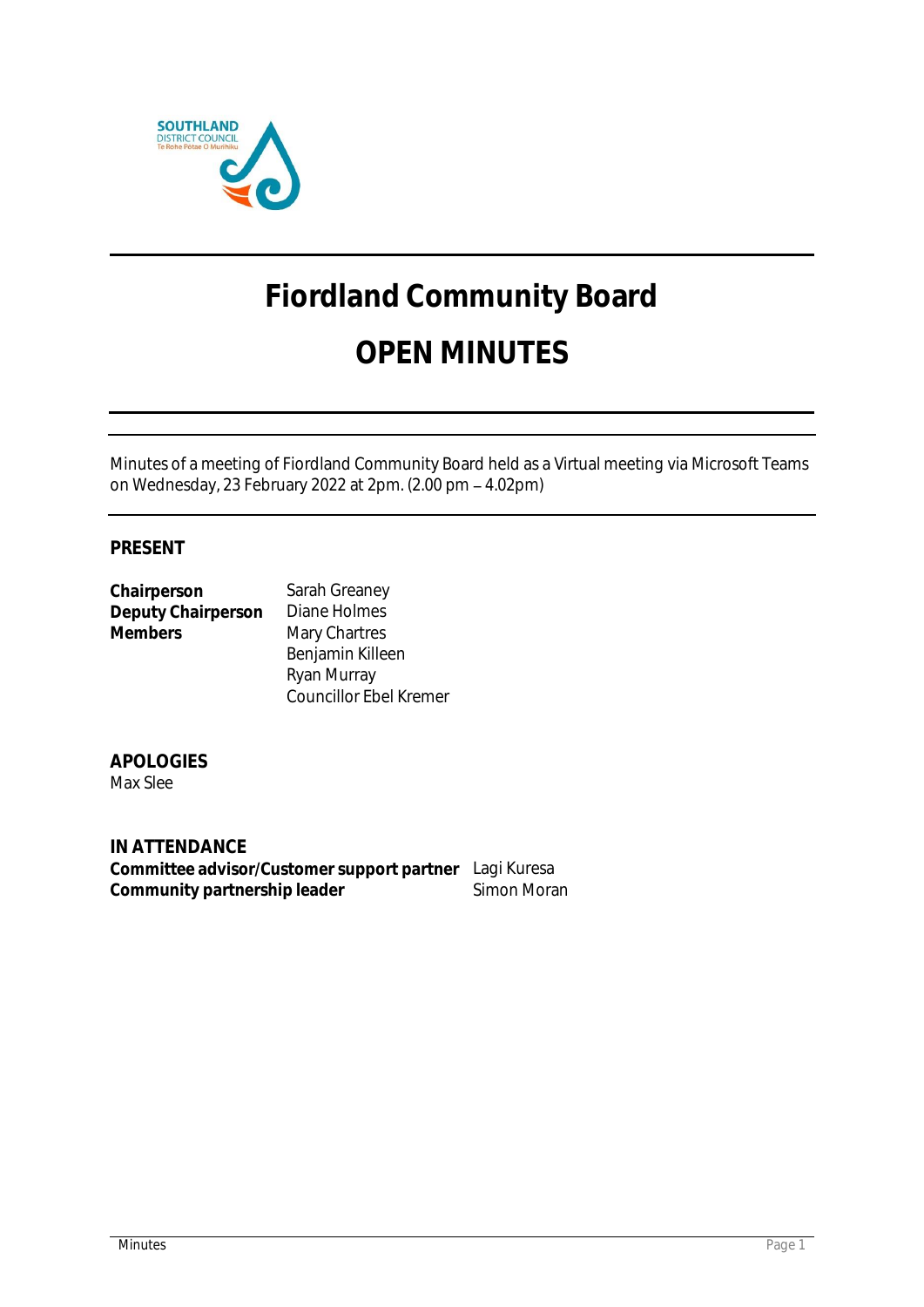# Fiordland Community Board

# OPEN MINUTES

Minutes of a meeting of Fiordland Community Board held as a Virtual meeting via Microsoft Teams on Wednesday, 23 February 2022 at 2pm. (2.00 pm – 4.02pm)

## PRESENT

| | |
|---|---|
| **Chairperson** | Sarah Greaney |
| **Deputy Chairperson** | Diane Holmes |
| **Members** | Mary Chartres |
| | Benjamin Killeen |
| | Ryan Murray |
| | Councillor Ebel Kremer |

## APOLOGIES

Max Slee

## IN ATTENDANCE

| | |
|---|---|
| **Committee advisor/Customer support partner** | Lagi Kuresa |
| **Community partnership leader** | Simon Moran |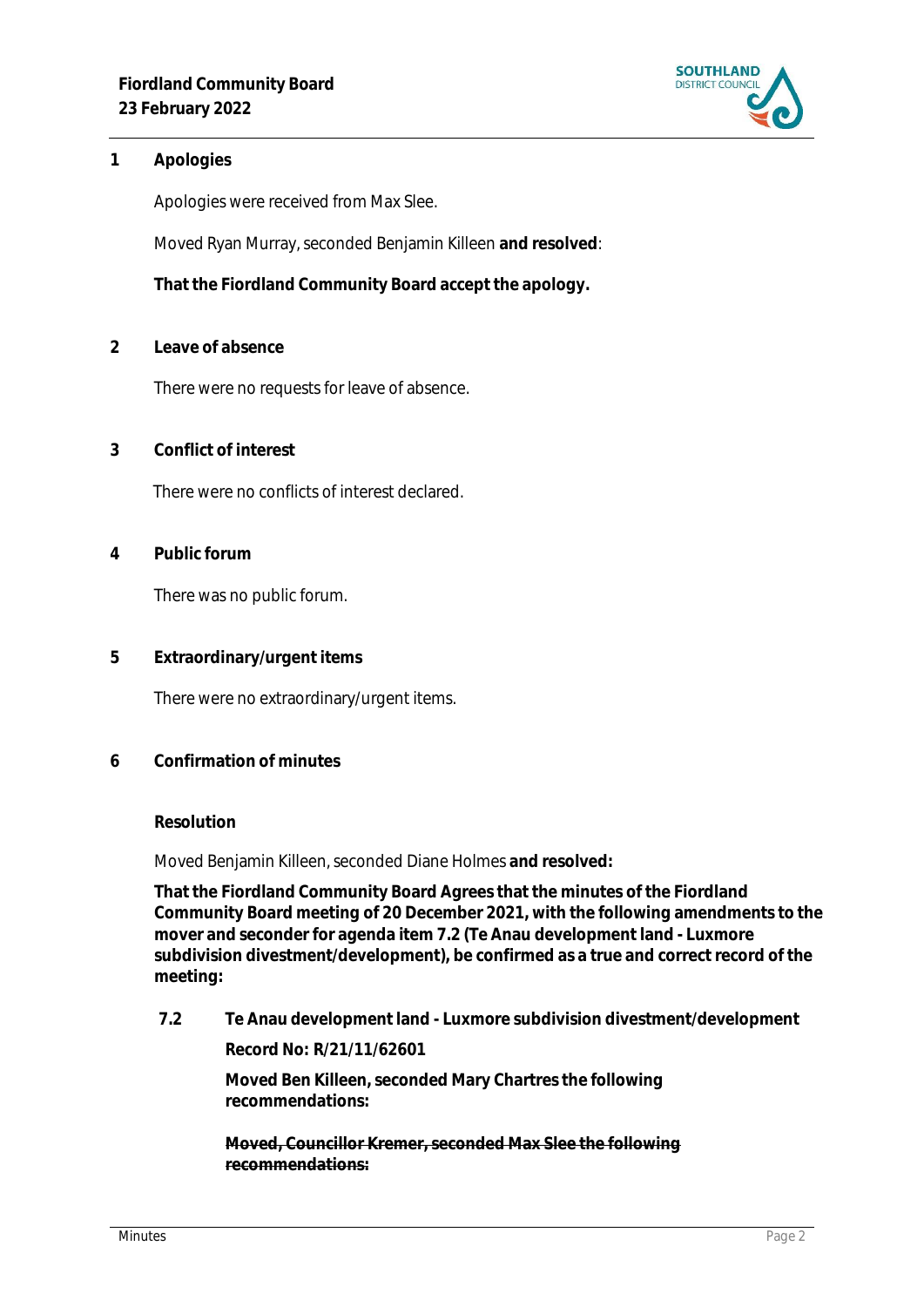## 1 Apologies

Apologies were received from Max Slee.

Moved Ryan Murray, seconded Benjamin Killeen **and resolved**:

**That the Fiordland Community Board accept the apology.**

## 2 Leave of absence

There were no requests for leave of absence.

## 3 Conflict of interest

There were no conflicts of interest declared.

## 4 Public forum

There was no public forum.

## 5 Extraordinary/urgent items

There were no extraordinary/urgent items.

## 6 Confirmation of minutes

**Resolution**

Moved Benjamin Killeen, seconded Diane Holmes **and resolved:**

**That the Fiordland Community Board Agrees that the minutes of the Fiordland Community Board meeting of 20 December 2021, with the following amendments to the mover and seconder for agenda item 7.2 (Te Anau development land - Luxmore subdivision divestment/development), be confirmed as a true and correct record of the meeting:**

**7.2 Te Anau development land - Luxmore subdivision divestment/development**

**Record No: R/21/11/62601**

**Moved Ben Killeen, seconded Mary Chartres the following recommendations:**

~~**Moved, Councillor Kremer, seconded Max Slee the following recommendations:**~~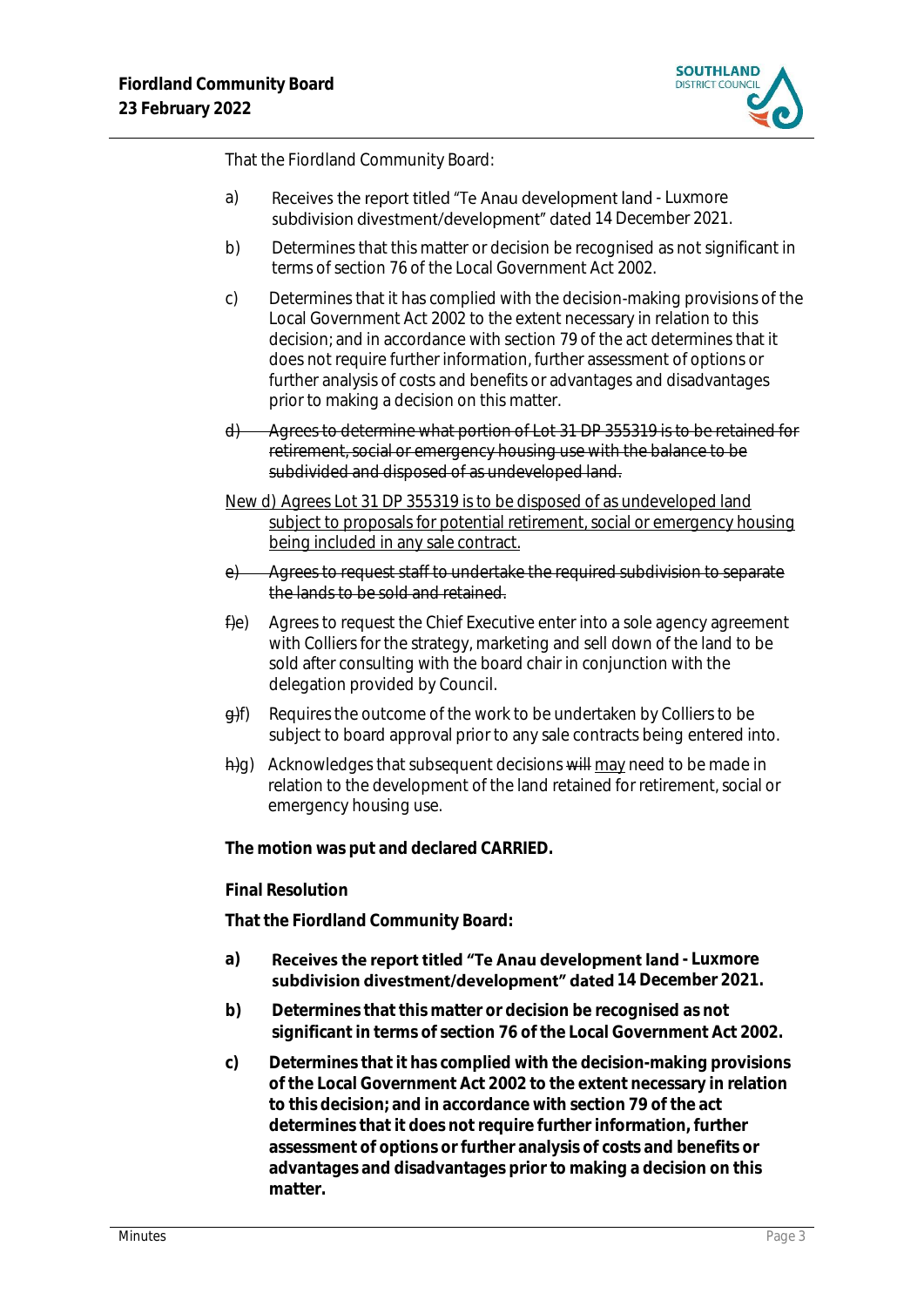That the Fiordland Community Board:

a) Receives the report titled "Te Anau development land - Luxmore subdivision divestment/development" dated 14 December 2021.

b) Determines that this matter or decision be recognised as not significant in terms of section 76 of the Local Government Act 2002.

c) Determines that it has complied with the decision-making provisions of the Local Government Act 2002 to the extent necessary in relation to this decision; and in accordance with section 79 of the act determines that it does not require further information, further assessment of options or further analysis of costs and benefits or advantages and disadvantages prior to making a decision on this matter.

~~d) Agrees to determine what portion of Lot 31 DP 355319 is to be retained for retirement, social or emergency housing use with the balance to be subdivided and disposed of as undeveloped land.~~

<u>New d) Agrees Lot 31 DP 355319 is to be disposed of as undeveloped land subject to proposals for potential retirement, social or emergency housing being included in any sale contract.</u>

~~e) Agrees to request staff to undertake the required subdivision to separate the lands to be sold and retained.~~

~~f)~~e) Agrees to request the Chief Executive enter into a sole agency agreement with Colliers for the strategy, marketing and sell down of the land to be sold after consulting with the board chair in conjunction with the delegation provided by Council.

~~g)~~f) Requires the outcome of the work to be undertaken by Colliers to be subject to board approval prior to any sale contracts being entered into.

~~h)~~g) Acknowledges that subsequent decisions ~~will~~ <u>may</u> need to be made in relation to the development of the land retained for retirement, social or emergency housing use.

**The motion was put and declared CARRIED.**

**Final Resolution**

**That the Fiordland Community Board:**

**a) Receives the report titled "Te Anau development land - Luxmore subdivision divestment/development" dated 14 December 2021.**

**b) Determines that this matter or decision be recognised as not significant in terms of section 76 of the Local Government Act 2002.**

**c) Determines that it has complied with the decision-making provisions of the Local Government Act 2002 to the extent necessary in relation to this decision; and in accordance with section 79 of the act determines that it does not require further information, further assessment of options or further analysis of costs and benefits or advantages and disadvantages prior to making a decision on this matter.**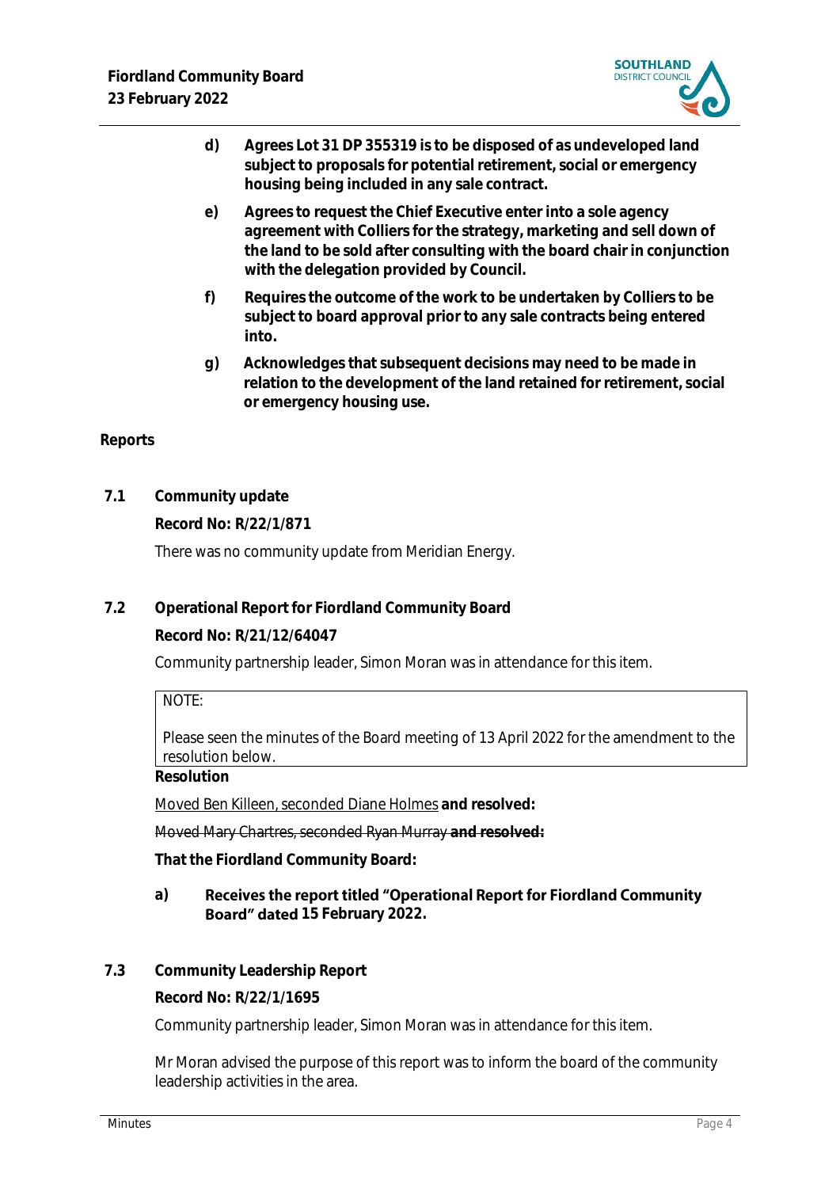d) **Agrees Lot 31 DP 355319 is to be disposed of as undeveloped land subject to proposals for potential retirement, social or emergency housing being included in any sale contract.**

e) **Agrees to request the Chief Executive enter into a sole agency agreement with Colliers for the strategy, marketing and sell down of the land to be sold after consulting with the board chair in conjunction with the delegation provided by Council.**

f) **Requires the outcome of the work to be undertaken by Colliers to be subject to board approval prior to any sale contracts being entered into.**

g) **Acknowledges that subsequent decisions may need to be made in relation to the development of the land retained for retirement, social or emergency housing use.**

**Reports**

**7.1 Community update**

**Record No: R/22/1/871**

There was no community update from Meridian Energy.

**7.2 Operational Report for Fiordland Community Board**

**Record No: R/21/12/64047**

Community partnership leader, Simon Moran was in attendance for this item.

> NOTE:
>
> Please seen the minutes of the Board meeting of 13 April 2022 for the amendment to the resolution below.

**Resolution**

<u>Moved Ben Killeen, seconded Diane Holmes</u> **and resolved:**

~~Moved Mary Chartres, seconded Ryan Murray **and resolved:**~~

**That the Fiordland Community Board:**

a) **Receives the report titled "Operational Report for Fiordland Community Board" dated 15 February 2022.**

**7.3 Community Leadership Report**

**Record No: R/22/1/1695**

Community partnership leader, Simon Moran was in attendance for this item.

Mr Moran advised the purpose of this report was to inform the board of the community leadership activities in the area.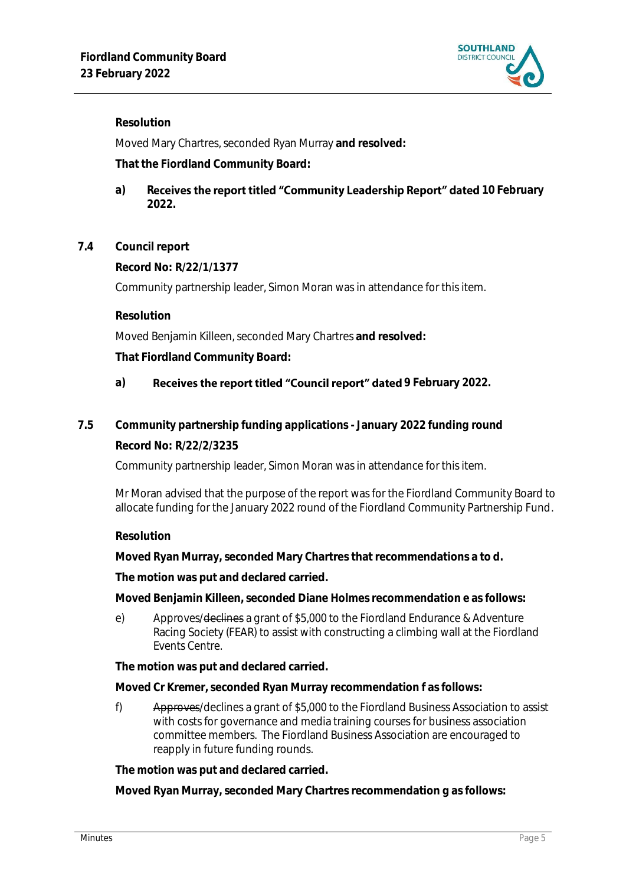**Resolution**

Moved Mary Chartres, seconded Ryan Murray **and resolved:**

**That the Fiordland Community Board:**

a) **Receives the report titled "Community Leadership Report" dated 10 February 2022.**

### 7.4 Council report

**Record No: R/22/1/1377**

Community partnership leader, Simon Moran was in attendance for this item.

**Resolution**

Moved Benjamin Killeen, seconded Mary Chartres **and resolved:**

**That Fiordland Community Board:**

a) **Receives the report titled "Council report" dated 9 February 2022.**

### 7.5 Community partnership funding applications - January 2022 funding round

**Record No: R/22/2/3235**

Community partnership leader, Simon Moran was in attendance for this item.

Mr Moran advised that the purpose of the report was for the Fiordland Community Board to allocate funding for the January 2022 round of the Fiordland Community Partnership Fund.

**Resolution**

**Moved Ryan Murray, seconded Mary Chartres that recommendations a to d.**

**The motion was put and declared carried.**

**Moved Benjamin Killeen, seconded Diane Holmes recommendation e as follows:**

e) Approves/~~declines~~ a grant of $5,000 to the Fiordland Endurance & Adventure Racing Society (FEAR) to assist with constructing a climbing wall at the Fiordland Events Centre.

**The motion was put and declared carried.**

**Moved Cr Kremer, seconded Ryan Murray recommendation f as follows:**

f) ~~Approves~~/declines a grant of $5,000 to the Fiordland Business Association to assist with costs for governance and media training courses for business association committee members. The Fiordland Business Association are encouraged to reapply in future funding rounds.

**The motion was put and declared carried.**

**Moved Ryan Murray, seconded Mary Chartres recommendation g as follows:**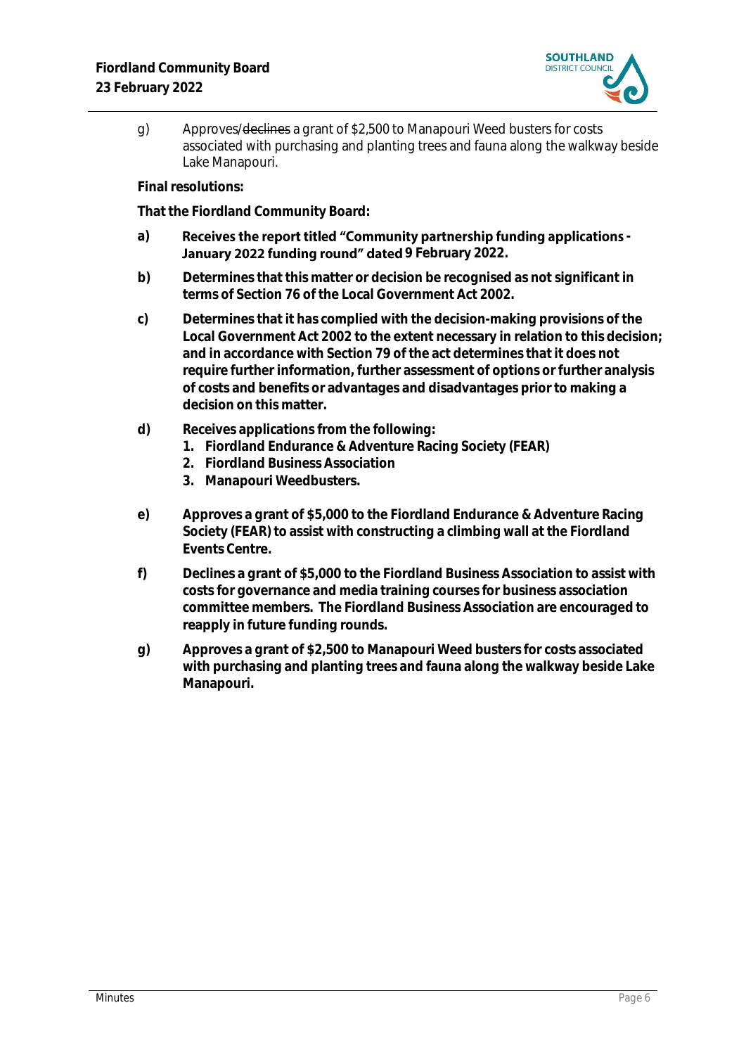g) Approves/~~declines~~ a grant of $2,500 to Manapouri Weed busters for costs associated with purchasing and planting trees and fauna along the walkway beside Lake Manapouri.

**Final resolutions:**

**That the Fiordland Community Board:**

**a) Receives the report titled "Community partnership funding applications - January 2022 funding round" dated 9 February 2022.**

**b) Determines that this matter or decision be recognised as not significant in terms of Section 76 of the Local Government Act 2002.**

**c) Determines that it has complied with the decision-making provisions of the Local Government Act 2002 to the extent necessary in relation to this decision; and in accordance with Section 79 of the act determines that it does not require further information, further assessment of options or further analysis of costs and benefits or advantages and disadvantages prior to making a decision on this matter.**

**d) Receives applications from the following:**
1. **Fiordland Endurance & Adventure Racing Society (FEAR)**
2. **Fiordland Business Association**
3. **Manapouri Weedbusters.**

**e) Approves a grant of $5,000 to the Fiordland Endurance & Adventure Racing Society (FEAR) to assist with constructing a climbing wall at the Fiordland Events Centre.**

**f) Declines a grant of $5,000 to the Fiordland Business Association to assist with costs for governance and media training courses for business association committee members. The Fiordland Business Association are encouraged to reapply in future funding rounds.**

**g) Approves a grant of $2,500 to Manapouri Weed busters for costs associated with purchasing and planting trees and fauna along the walkway beside Lake Manapouri.**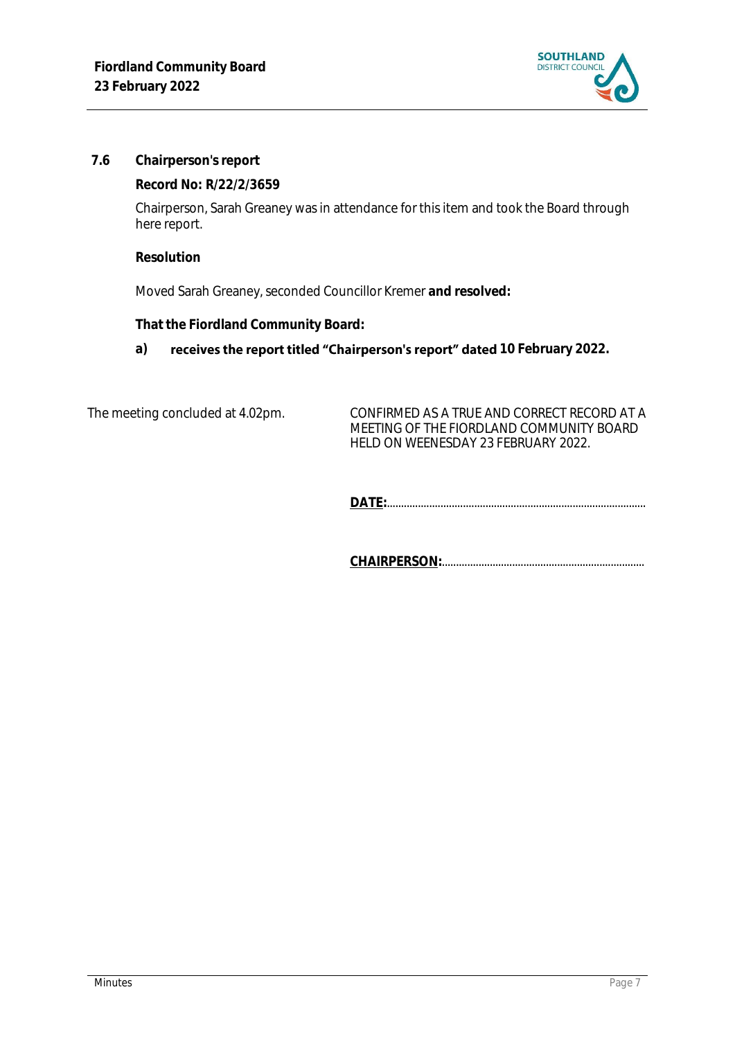### 7.6 Chairperson's report

**Record No: R/22/2/3659**

Chairperson, Sarah Greaney was in attendance for this item and took the Board through here report.

**Resolution**

Moved Sarah Greaney, seconded Councillor Kremer **and resolved:**

**That the Fiordland Community Board:**

**a) receives the report titled "Chairperson's report" dated 10 February 2022.**

The meeting concluded at 4.02pm.

CONFIRMED AS A TRUE AND CORRECT RECORD AT A MEETING OF THE FIORDLAND COMMUNITY BOARD HELD ON WEENESDAY 23 FEBRUARY 2022.

**DATE:**...........................................................................................

**CHAIRPERSON:**.......................................................................